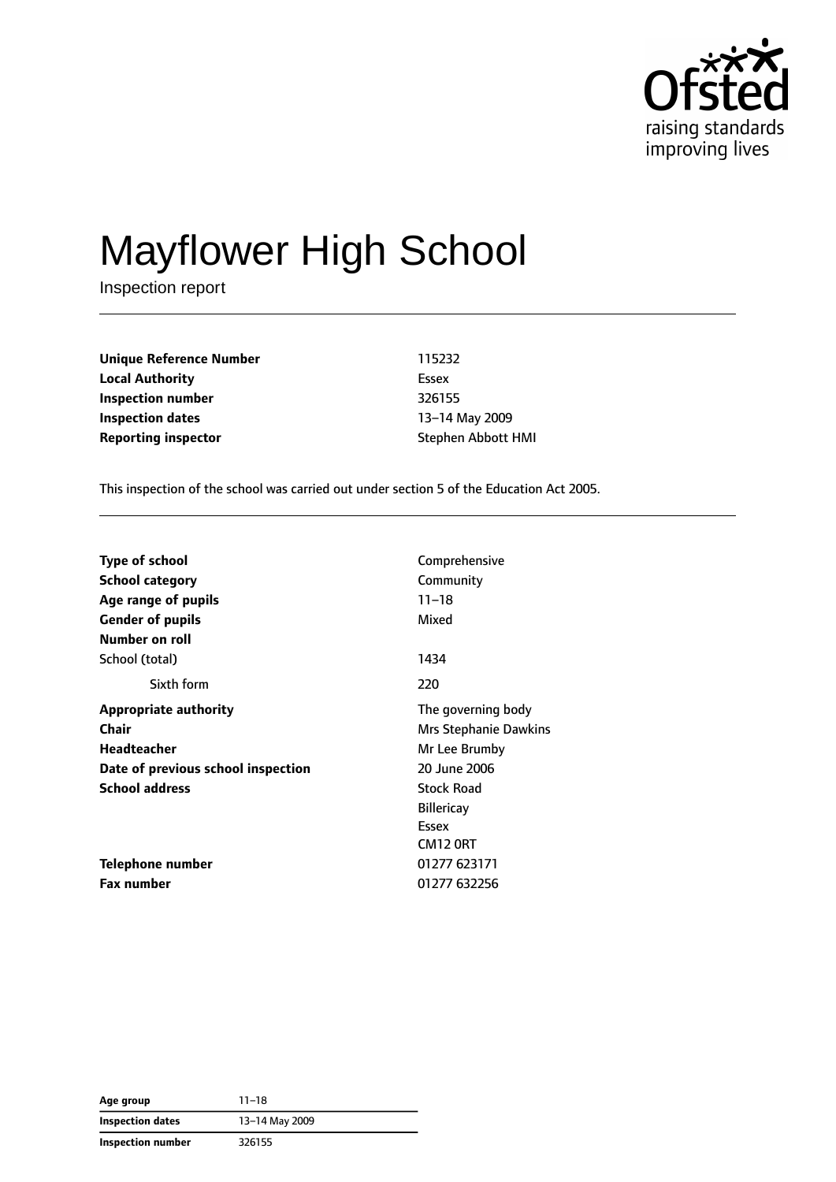# Mayflower High School

Inspection report

| | |
|---|---|
| **Unique Reference Number** | 115232 |
| **Local Authority** | Essex |
| **Inspection number** | 326155 |
| **Inspection dates** | 13–14 May 2009 |
| **Reporting inspector** | Stephen Abbott HMI |

This inspection of the school was carried out under section 5 of the Education Act 2005.

| | |
|---|---|
| **Type of school** | Comprehensive |
| **School category** | Community |
| **Age range of pupils** | 11–18 |
| **Gender of pupils** | Mixed |
| **Number on roll** | |
| School (total) | 1434 |
| Sixth form | 220 |
| **Appropriate authority** | The governing body |
| **Chair** | Mrs Stephanie Dawkins |
| **Headteacher** | Mr Lee Brumby |
| **Date of previous school inspection** | 20 June 2006 |
| **School address** | Stock Road<br>Billericay<br>Essex<br>CM12 0RT |
| **Telephone number** | 01277 623171 |
| **Fax number** | 01277 632256 |

| | |
|---|---|
| **Age group** | 11–18 |
| **Inspection dates** | 13–14 May 2009 |
| **Inspection number** | 326155 |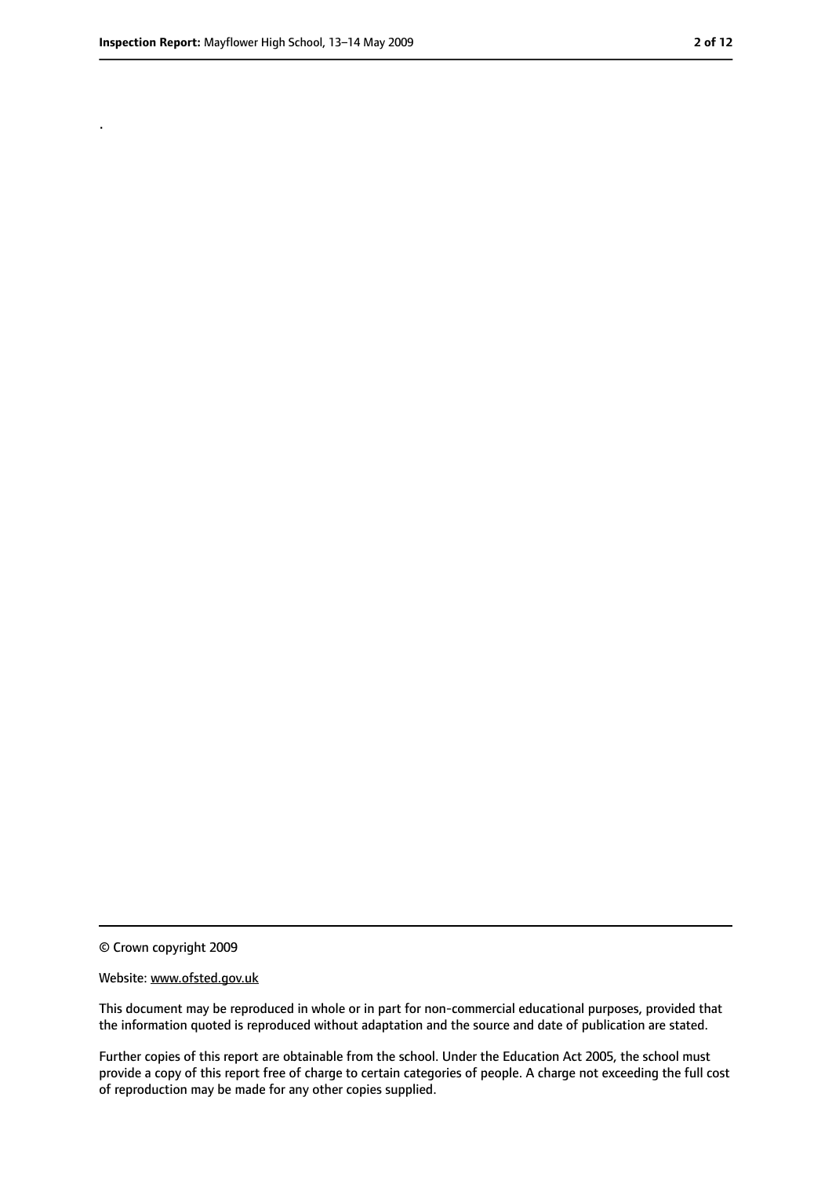.

© Crown copyright 2009

Website: www.ofsted.gov.uk

This document may be reproduced in whole or in part for non-commercial educational purposes, provided that the information quoted is reproduced without adaptation and the source and date of publication are stated.

Further copies of this report are obtainable from the school. Under the Education Act 2005, the school must provide a copy of this report free of charge to certain categories of people. A charge not exceeding the full cost of reproduction may be made for any other copies supplied.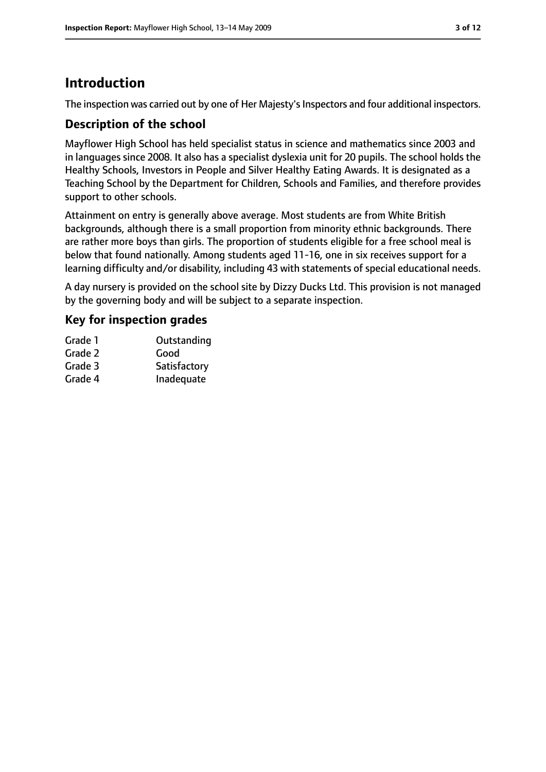# Introduction

The inspection was carried out by one of Her Majesty's Inspectors and four additional inspectors.

## Description of the school

Mayflower High School has held specialist status in science and mathematics since 2003 and in languages since 2008. It also has a specialist dyslexia unit for 20 pupils. The school holds the Healthy Schools, Investors in People and Silver Healthy Eating Awards. It is designated as a Teaching School by the Department for Children, Schools and Families, and therefore provides support to other schools.

Attainment on entry is generally above average. Most students are from White British backgrounds, although there is a small proportion from minority ethnic backgrounds. There are rather more boys than girls. The proportion of students eligible for a free school meal is below that found nationally. Among students aged 11-16, one in six receives support for a learning difficulty and/or disability, including 43 with statements of special educational needs.

A day nursery is provided on the school site by Dizzy Ducks Ltd. This provision is not managed by the governing body and will be subject to a separate inspection.

## Key for inspection grades

| | |
|---|---|
| Grade 1 | Outstanding |
| Grade 2 | Good |
| Grade 3 | Satisfactory |
| Grade 4 | Inadequate |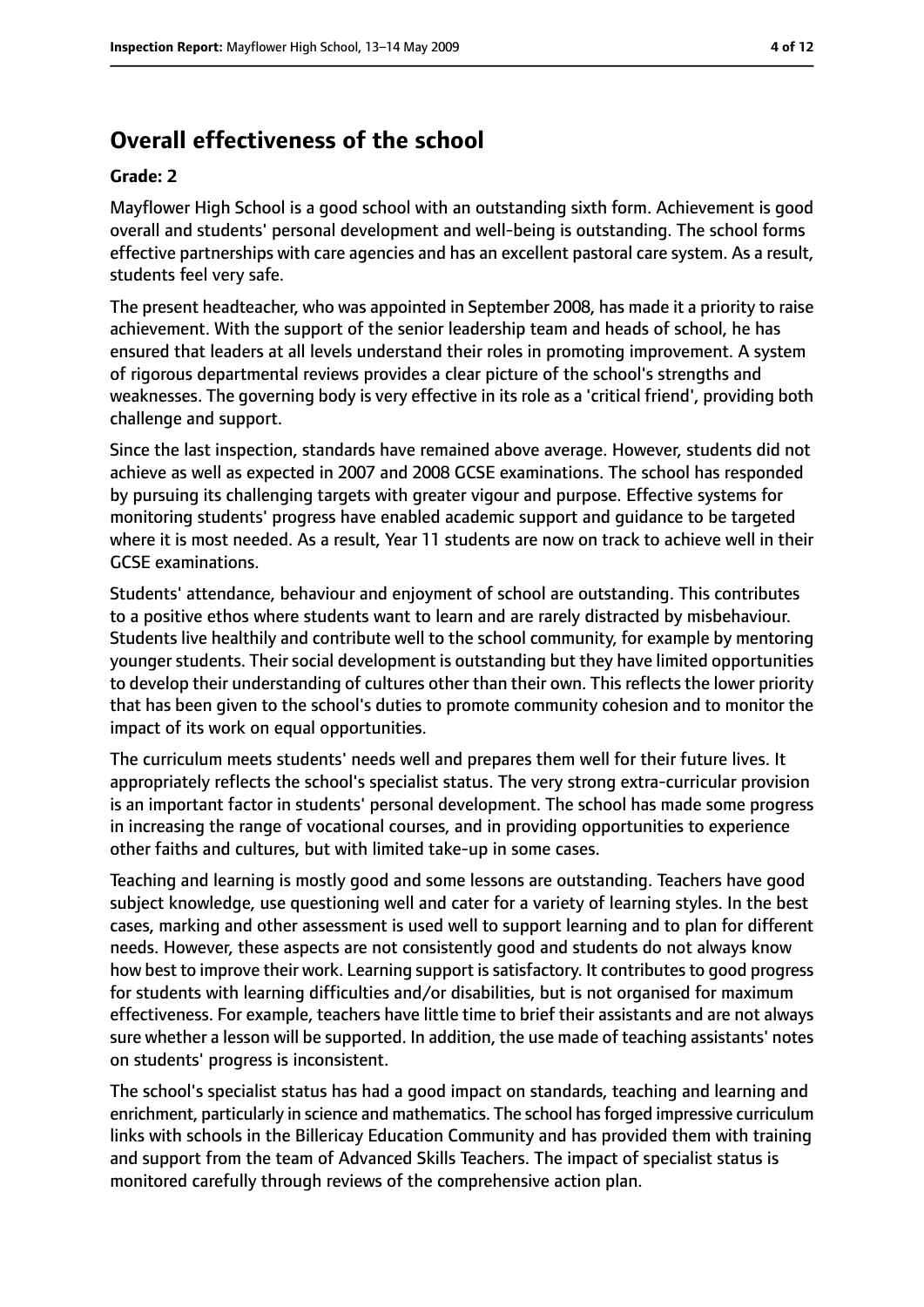## Overall effectiveness of the school

**Grade: 2**

Mayflower High School is a good school with an outstanding sixth form. Achievement is good overall and students' personal development and well-being is outstanding. The school forms effective partnerships with care agencies and has an excellent pastoral care system. As a result, students feel very safe.

The present headteacher, who was appointed in September 2008, has made it a priority to raise achievement. With the support of the senior leadership team and heads of school, he has ensured that leaders at all levels understand their roles in promoting improvement. A system of rigorous departmental reviews provides a clear picture of the school's strengths and weaknesses. The governing body is very effective in its role as a 'critical friend', providing both challenge and support.

Since the last inspection, standards have remained above average. However, students did not achieve as well as expected in 2007 and 2008 GCSE examinations. The school has responded by pursuing its challenging targets with greater vigour and purpose. Effective systems for monitoring students' progress have enabled academic support and guidance to be targeted where it is most needed. As a result, Year 11 students are now on track to achieve well in their GCSE examinations.

Students' attendance, behaviour and enjoyment of school are outstanding. This contributes to a positive ethos where students want to learn and are rarely distracted by misbehaviour. Students live healthily and contribute well to the school community, for example by mentoring younger students. Their social development is outstanding but they have limited opportunities to develop their understanding of cultures other than their own. This reflects the lower priority that has been given to the school's duties to promote community cohesion and to monitor the impact of its work on equal opportunities.

The curriculum meets students' needs well and prepares them well for their future lives. It appropriately reflects the school's specialist status. The very strong extra-curricular provision is an important factor in students' personal development. The school has made some progress in increasing the range of vocational courses, and in providing opportunities to experience other faiths and cultures, but with limited take-up in some cases.

Teaching and learning is mostly good and some lessons are outstanding. Teachers have good subject knowledge, use questioning well and cater for a variety of learning styles. In the best cases, marking and other assessment is used well to support learning and to plan for different needs. However, these aspects are not consistently good and students do not always know how best to improve their work. Learning support is satisfactory. It contributes to good progress for students with learning difficulties and/or disabilities, but is not organised for maximum effectiveness. For example, teachers have little time to brief their assistants and are not always sure whether a lesson will be supported. In addition, the use made of teaching assistants' notes on students' progress is inconsistent.

The school's specialist status has had a good impact on standards, teaching and learning and enrichment, particularly in science and mathematics. The school has forged impressive curriculum links with schools in the Billericay Education Community and has provided them with training and support from the team of Advanced Skills Teachers. The impact of specialist status is monitored carefully through reviews of the comprehensive action plan.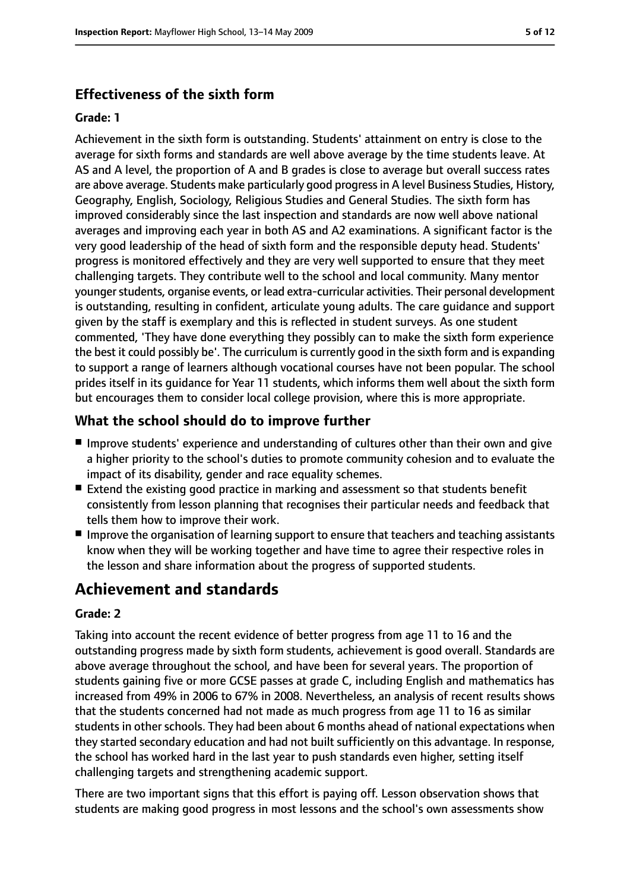### Effectiveness of the sixth form

#### Grade: 1

Achievement in the sixth form is outstanding. Students' attainment on entry is close to the average for sixth forms and standards are well above average by the time students leave. At AS and A level, the proportion of A and B grades is close to average but overall success rates are above average. Students make particularly good progress in A level Business Studies, History, Geography, English, Sociology, Religious Studies and General Studies. The sixth form has improved considerably since the last inspection and standards are now well above national averages and improving each year in both AS and A2 examinations. A significant factor is the very good leadership of the head of sixth form and the responsible deputy head. Students' progress is monitored effectively and they are very well supported to ensure that they meet challenging targets. They contribute well to the school and local community. Many mentor younger students, organise events, or lead extra-curricular activities. Their personal development is outstanding, resulting in confident, articulate young adults. The care guidance and support given by the staff is exemplary and this is reflected in student surveys. As one student commented, 'They have done everything they possibly can to make the sixth form experience the best it could possibly be'. The curriculum is currently good in the sixth form and is expanding to support a range of learners although vocational courses have not been popular. The school prides itself in its guidance for Year 11 students, which informs them well about the sixth form but encourages them to consider local college provision, where this is more appropriate.

### What the school should do to improve further

- Improve students' experience and understanding of cultures other than their own and give a higher priority to the school's duties to promote community cohesion and to evaluate the impact of its disability, gender and race equality schemes.
- Extend the existing good practice in marking and assessment so that students benefit consistently from lesson planning that recognises their particular needs and feedback that tells them how to improve their work.
- Improve the organisation of learning support to ensure that teachers and teaching assistants know when they will be working together and have time to agree their respective roles in the lesson and share information about the progress of supported students.

## Achievement and standards

#### Grade: 2

Taking into account the recent evidence of better progress from age 11 to 16 and the outstanding progress made by sixth form students, achievement is good overall. Standards are above average throughout the school, and have been for several years. The proportion of students gaining five or more GCSE passes at grade C, including English and mathematics has increased from 49% in 2006 to 67% in 2008. Nevertheless, an analysis of recent results shows that the students concerned had not made as much progress from age 11 to 16 as similar students in other schools. They had been about 6 months ahead of national expectations when they started secondary education and had not built sufficiently on this advantage. In response, the school has worked hard in the last year to push standards even higher, setting itself challenging targets and strengthening academic support.

There are two important signs that this effort is paying off. Lesson observation shows that students are making good progress in most lessons and the school's own assessments show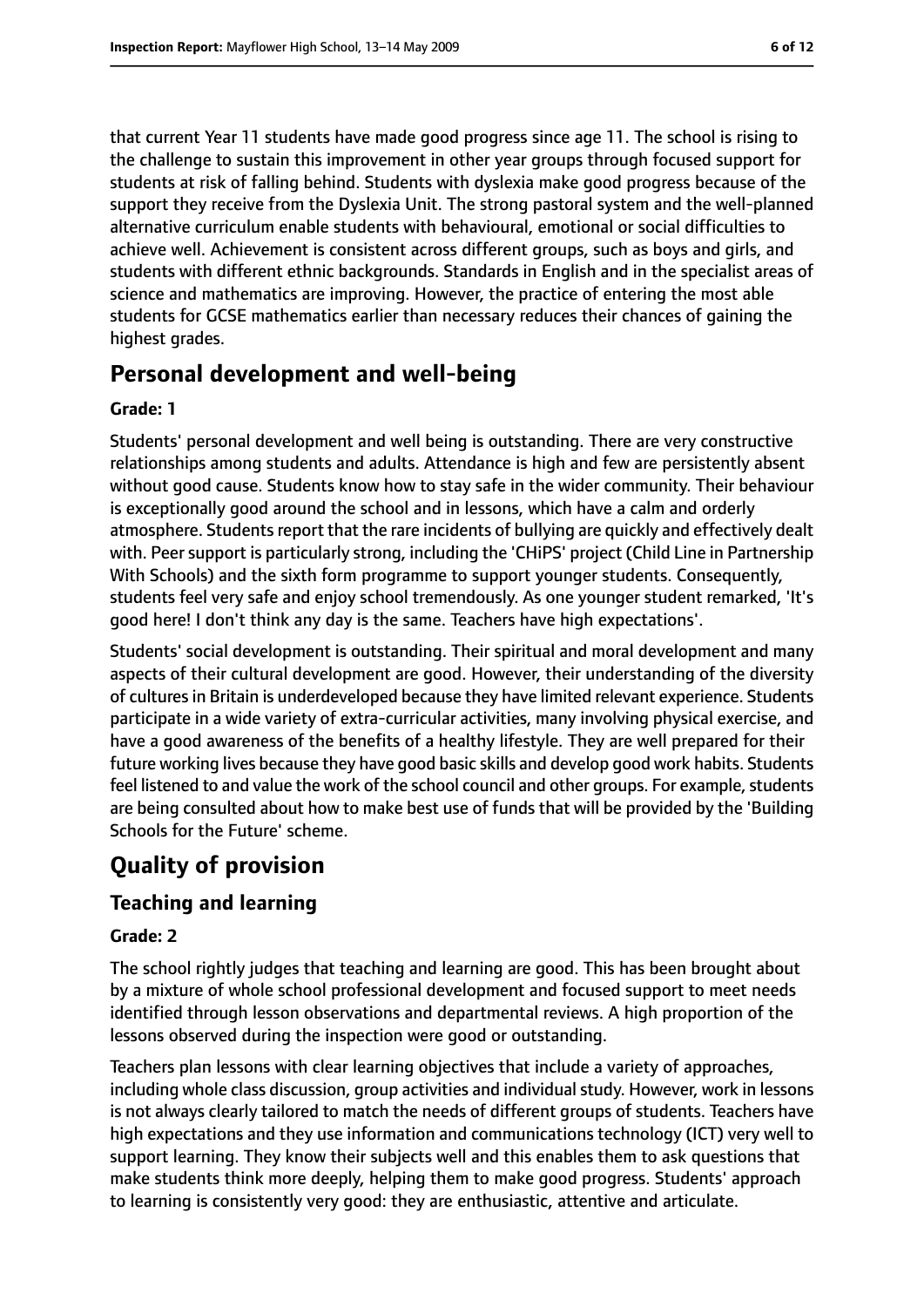that current Year 11 students have made good progress since age 11. The school is rising to the challenge to sustain this improvement in other year groups through focused support for students at risk of falling behind. Students with dyslexia make good progress because of the support they receive from the Dyslexia Unit. The strong pastoral system and the well-planned alternative curriculum enable students with behavioural, emotional or social difficulties to achieve well. Achievement is consistent across different groups, such as boys and girls, and students with different ethnic backgrounds. Standards in English and in the specialist areas of science and mathematics are improving. However, the practice of entering the most able students for GCSE mathematics earlier than necessary reduces their chances of gaining the highest grades.

## Personal development and well-being

**Grade: 1**

Students' personal development and well being is outstanding. There are very constructive relationships among students and adults. Attendance is high and few are persistently absent without good cause. Students know how to stay safe in the wider community. Their behaviour is exceptionally good around the school and in lessons, which have a calm and orderly atmosphere. Students report that the rare incidents of bullying are quickly and effectively dealt with. Peer support is particularly strong, including the 'CHiPS' project (Child Line in Partnership With Schools) and the sixth form programme to support younger students. Consequently, students feel very safe and enjoy school tremendously. As one younger student remarked, 'It's good here! I don't think any day is the same. Teachers have high expectations'.

Students' social development is outstanding. Their spiritual and moral development and many aspects of their cultural development are good. However, their understanding of the diversity of cultures in Britain is underdeveloped because they have limited relevant experience. Students participate in a wide variety of extra-curricular activities, many involving physical exercise, and have a good awareness of the benefits of a healthy lifestyle. They are well prepared for their future working lives because they have good basic skills and develop good work habits. Students feel listened to and value the work of the school council and other groups. For example, students are being consulted about how to make best use of funds that will be provided by the 'Building Schools for the Future' scheme.

# Quality of provision

## Teaching and learning

**Grade: 2**

The school rightly judges that teaching and learning are good. This has been brought about by a mixture of whole school professional development and focused support to meet needs identified through lesson observations and departmental reviews. A high proportion of the lessons observed during the inspection were good or outstanding.

Teachers plan lessons with clear learning objectives that include a variety of approaches, including whole class discussion, group activities and individual study. However, work in lessons is not always clearly tailored to match the needs of different groups of students. Teachers have high expectations and they use information and communications technology (ICT) very well to support learning. They know their subjects well and this enables them to ask questions that make students think more deeply, helping them to make good progress. Students' approach to learning is consistently very good: they are enthusiastic, attentive and articulate.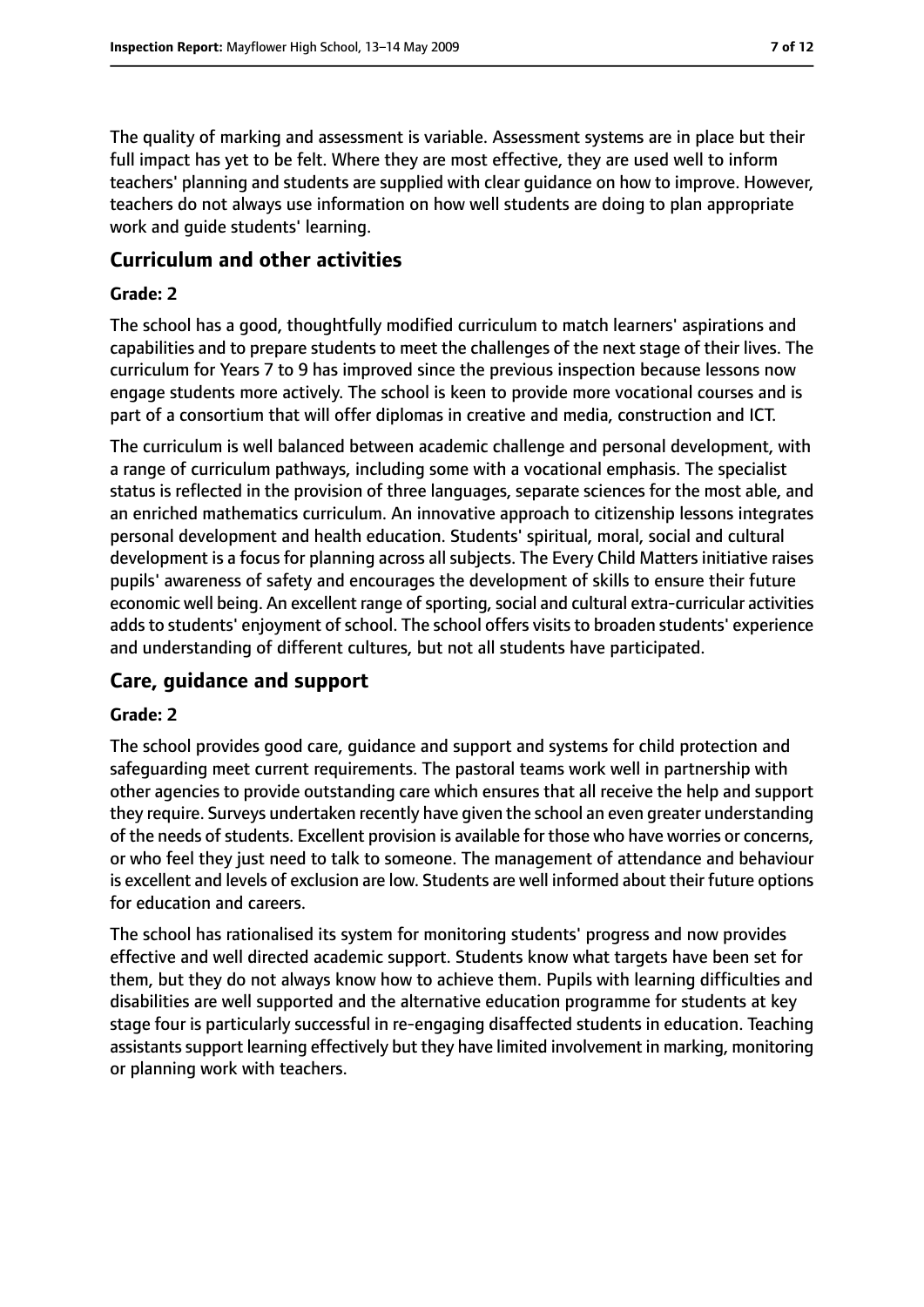The quality of marking and assessment is variable. Assessment systems are in place but their full impact has yet to be felt. Where they are most effective, they are used well to inform teachers' planning and students are supplied with clear guidance on how to improve. However, teachers do not always use information on how well students are doing to plan appropriate work and guide students' learning.

## Curriculum and other activities

### Grade: 2

The school has a good, thoughtfully modified curriculum to match learners' aspirations and capabilities and to prepare students to meet the challenges of the next stage of their lives. The curriculum for Years 7 to 9 has improved since the previous inspection because lessons now engage students more actively. The school is keen to provide more vocational courses and is part of a consortium that will offer diplomas in creative and media, construction and ICT.

The curriculum is well balanced between academic challenge and personal development, with a range of curriculum pathways, including some with a vocational emphasis. The specialist status is reflected in the provision of three languages, separate sciences for the most able, and an enriched mathematics curriculum. An innovative approach to citizenship lessons integrates personal development and health education. Students' spiritual, moral, social and cultural development is a focus for planning across all subjects. The Every Child Matters initiative raises pupils' awareness of safety and encourages the development of skills to ensure their future economic well being. An excellent range of sporting, social and cultural extra-curricular activities adds to students' enjoyment of school. The school offers visits to broaden students' experience and understanding of different cultures, but not all students have participated.

## Care, guidance and support

### Grade: 2

The school provides good care, guidance and support and systems for child protection and safeguarding meet current requirements. The pastoral teams work well in partnership with other agencies to provide outstanding care which ensures that all receive the help and support they require. Surveys undertaken recently have given the school an even greater understanding of the needs of students. Excellent provision is available for those who have worries or concerns, or who feel they just need to talk to someone. The management of attendance and behaviour is excellent and levels of exclusion are low. Students are well informed about their future options for education and careers.

The school has rationalised its system for monitoring students' progress and now provides effective and well directed academic support. Students know what targets have been set for them, but they do not always know how to achieve them. Pupils with learning difficulties and disabilities are well supported and the alternative education programme for students at key stage four is particularly successful in re-engaging disaffected students in education. Teaching assistants support learning effectively but they have limited involvement in marking, monitoring or planning work with teachers.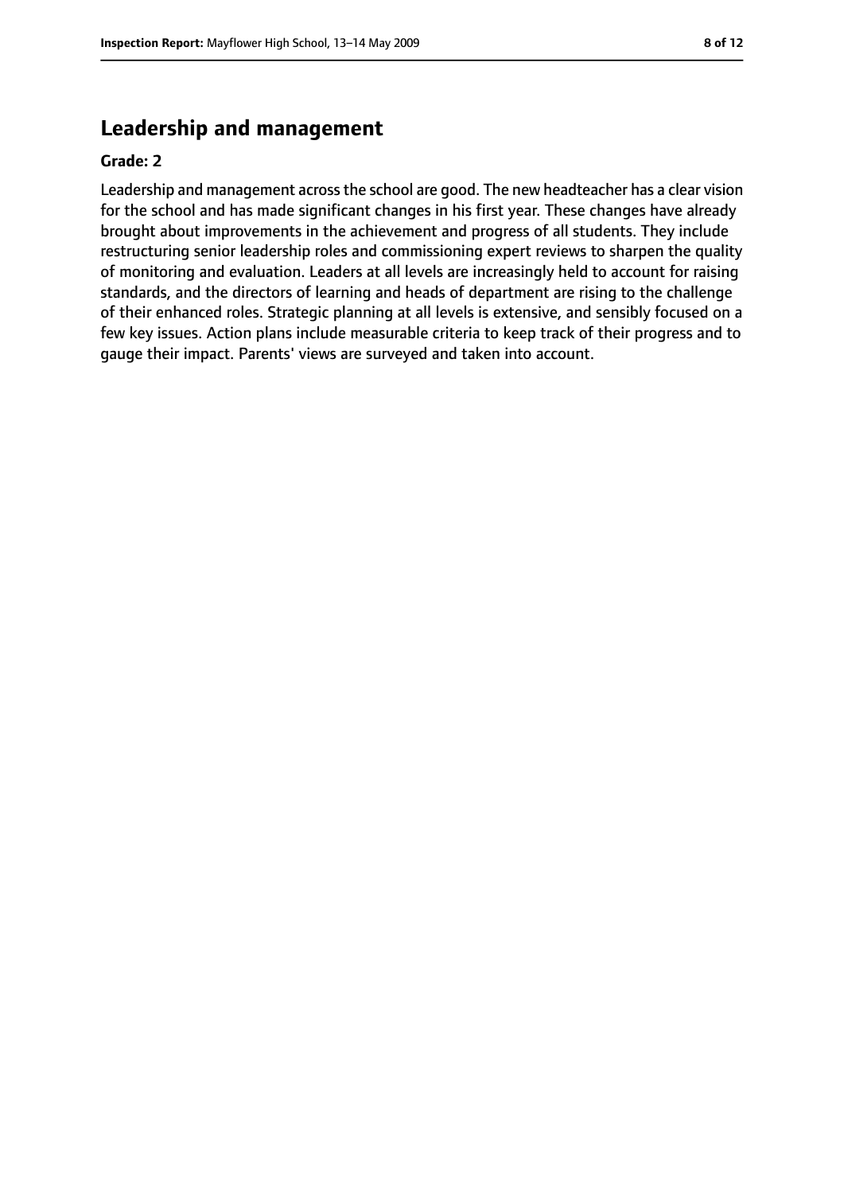## Leadership and management

**Grade: 2**

Leadership and management across the school are good. The new headteacher has a clear vision for the school and has made significant changes in his first year. These changes have already brought about improvements in the achievement and progress of all students. They include restructuring senior leadership roles and commissioning expert reviews to sharpen the quality of monitoring and evaluation. Leaders at all levels are increasingly held to account for raising standards, and the directors of learning and heads of department are rising to the challenge of their enhanced roles. Strategic planning at all levels is extensive, and sensibly focused on a few key issues. Action plans include measurable criteria to keep track of their progress and to gauge their impact. Parents' views are surveyed and taken into account.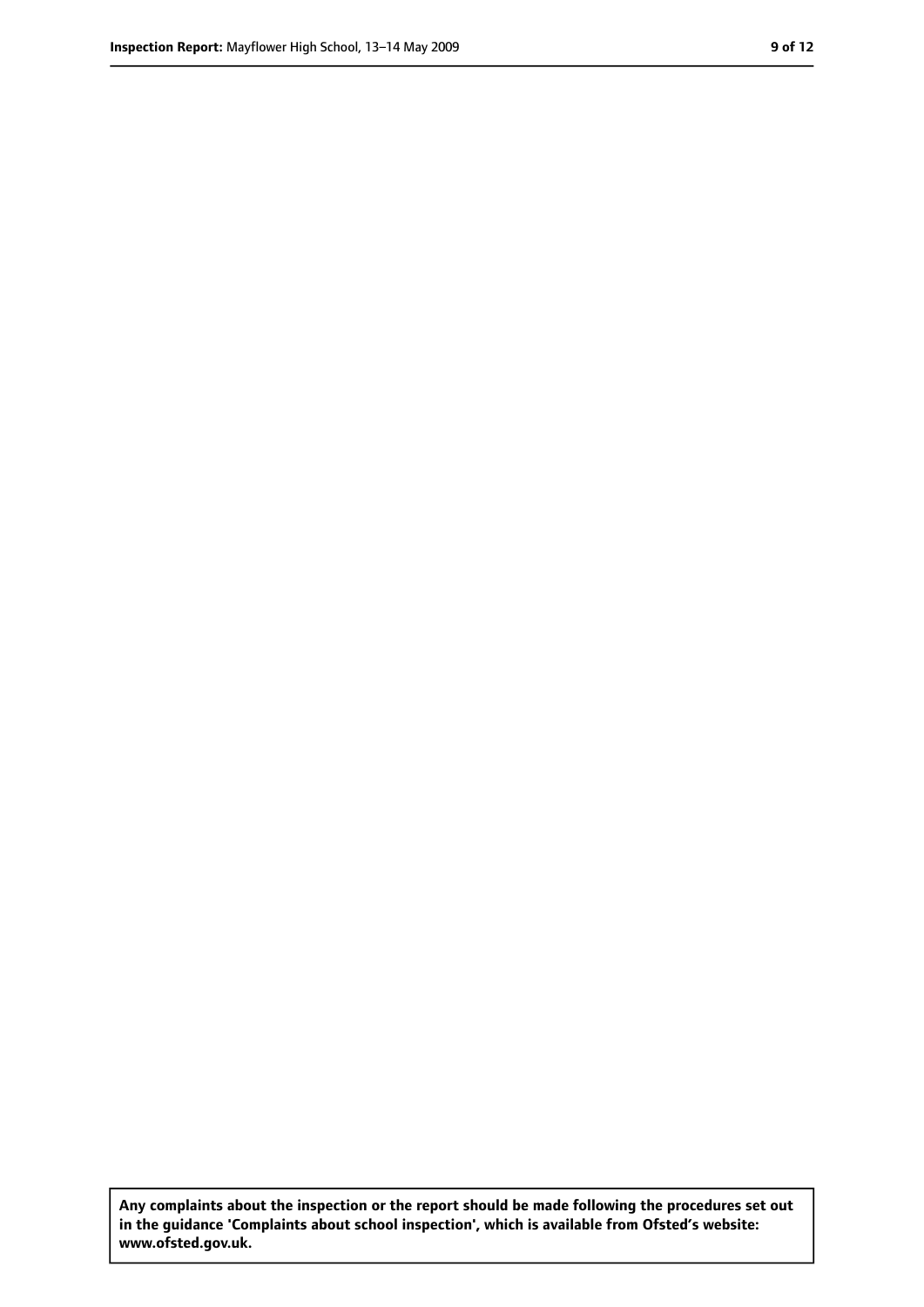**Any complaints about the inspection or the report should be made following the procedures set out in the guidance 'Complaints about school inspection', which is available from Ofsted's website: www.ofsted.gov.uk.**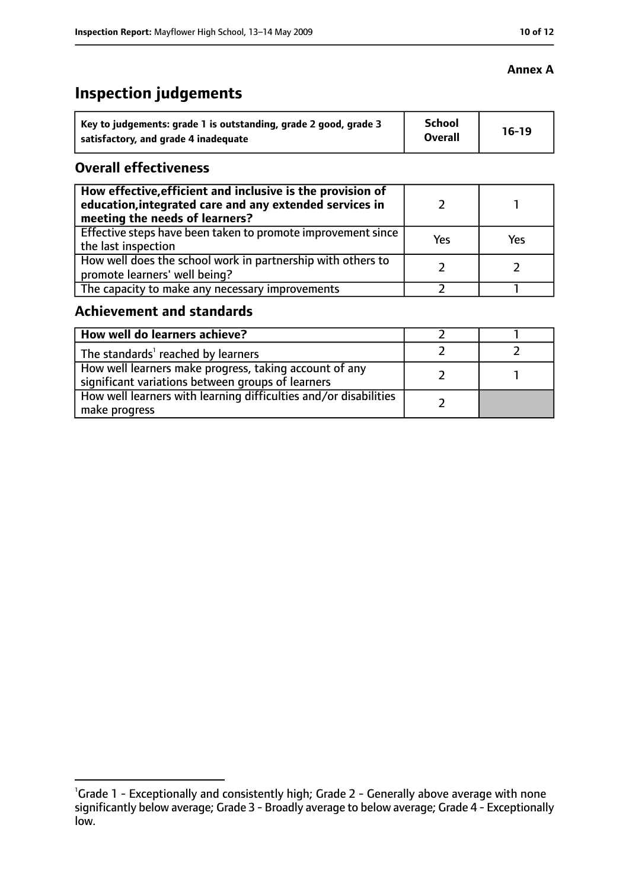**Annex A**

# Inspection judgements

| Key to judgements: grade 1 is outstanding, grade 2 good, grade 3 satisfactory, and grade 4 inadequate | School Overall | 16-19 |
|---|---|---|

## Overall effectiveness

| | | |
|---|---|---|
| How effective, efficient and inclusive is the provision of education, integrated care and any extended services in meeting the needs of learners? | 2 | 1 |
| Effective steps have been taken to promote improvement since the last inspection | Yes | Yes |
| How well does the school work in partnership with others to promote learners' well being? | 2 | 2 |
| The capacity to make any necessary improvements | 2 | 1 |

## Achievement and standards

| | | |
|---|---|---|
| How well do learners achieve? | 2 | 1 |
| The standards[1] reached by learners | 2 | 2 |
| How well learners make progress, taking account of any significant variations between groups of learners | 2 | 1 |
| How well learners with learning difficulties and/or disabilities make progress | 2 | |

[1]Grade 1 - Exceptionally and consistently high; Grade 2 - Generally above average with none significantly below average; Grade 3 - Broadly average to below average; Grade 4 - Exceptionally low.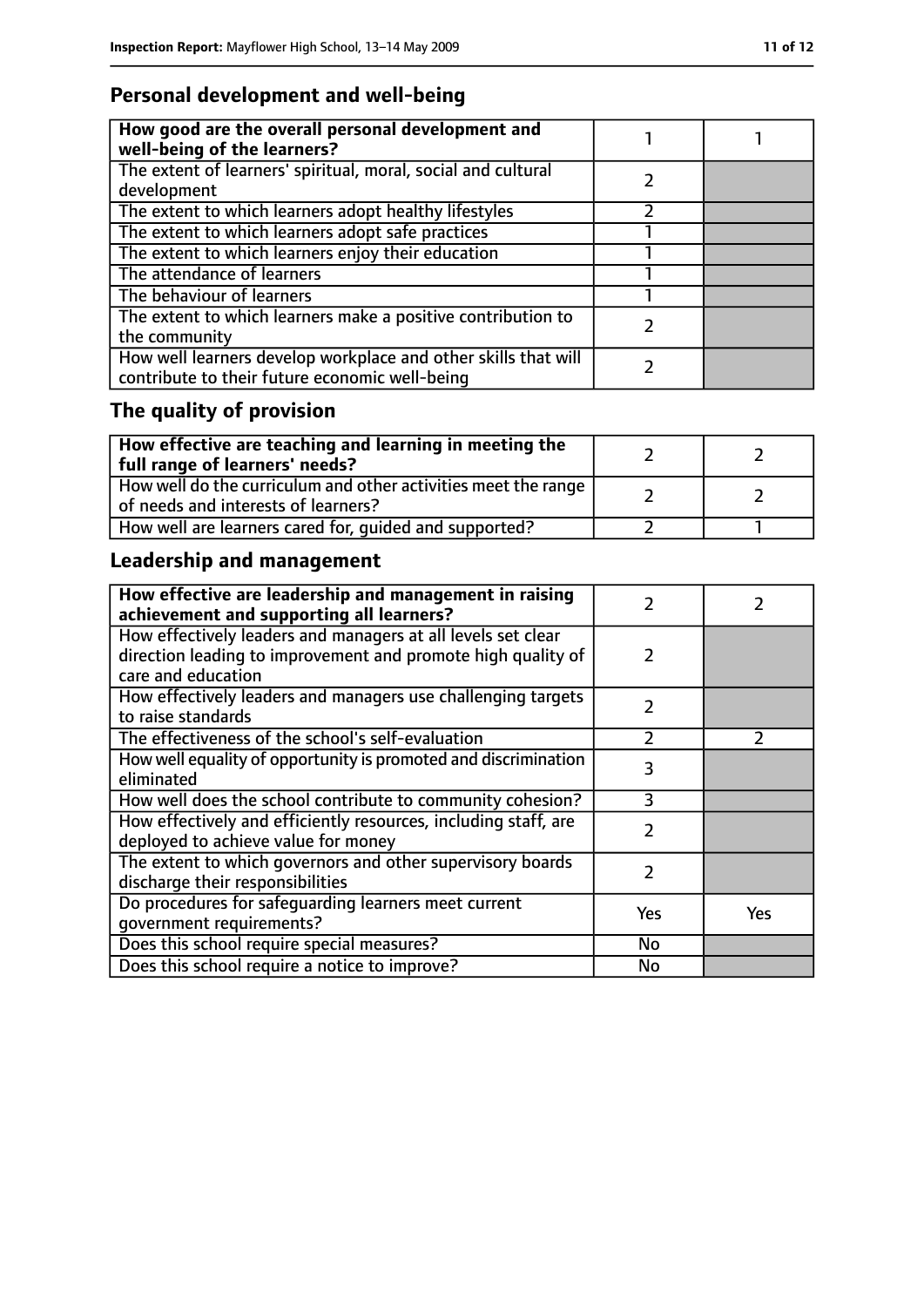## Personal development and well-being

| How good are the overall personal development and well-being of the learners? | 1 | 1 |
|---|---|---|
| The extent of learners' spiritual, moral, social and cultural development | 2 | |
| The extent to which learners adopt healthy lifestyles | 2 | |
| The extent to which learners adopt safe practices | 1 | |
| The extent to which learners enjoy their education | 1 | |
| The attendance of learners | 1 | |
| The behaviour of learners | 1 | |
| The extent to which learners make a positive contribution to the community | 2 | |
| How well learners develop workplace and other skills that will contribute to their future economic well-being | 2 | |

## The quality of provision

| How effective are teaching and learning in meeting the full range of learners' needs? | 2 | 2 |
|---|---|---|
| How well do the curriculum and other activities meet the range of needs and interests of learners? | 2 | 2 |
| How well are learners cared for, guided and supported? | 2 | 1 |

## Leadership and management

| How effective are leadership and management in raising achievement and supporting all learners? | 2 | 2 |
|---|---|---|
| How effectively leaders and managers at all levels set clear direction leading to improvement and promote high quality of care and education | 2 | |
| How effectively leaders and managers use challenging targets to raise standards | 2 | |
| The effectiveness of the school's self-evaluation | 2 | 2 |
| How well equality of opportunity is promoted and discrimination eliminated | 3 | |
| How well does the school contribute to community cohesion? | 3 | |
| How effectively and efficiently resources, including staff, are deployed to achieve value for money | 2 | |
| The extent to which governors and other supervisory boards discharge their responsibilities | 2 | |
| Do procedures for safeguarding learners meet current government requirements? | Yes | Yes |
| Does this school require special measures? | No | |
| Does this school require a notice to improve? | No | |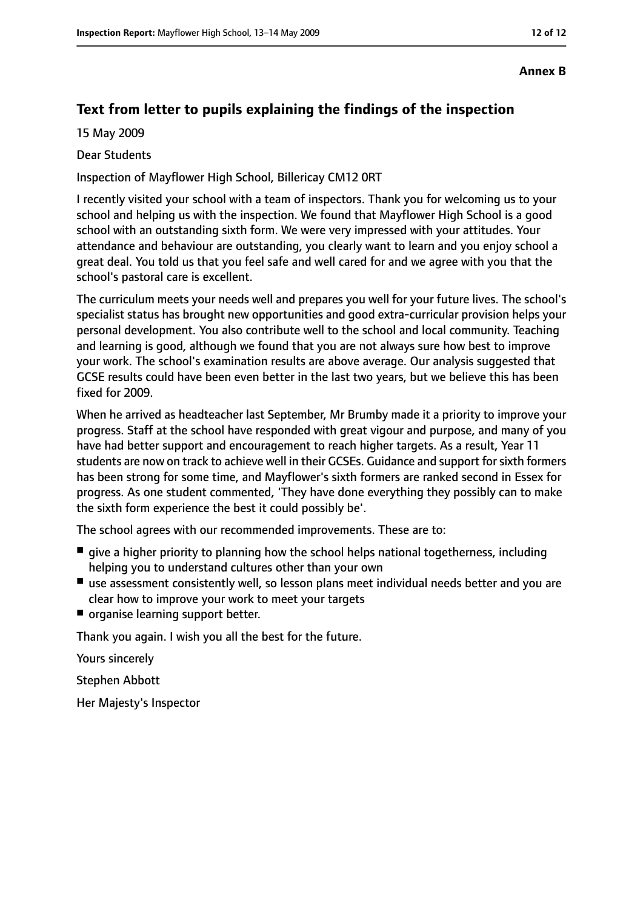**Annex B**

## Text from letter to pupils explaining the findings of the inspection

15 May 2009

Dear Students

Inspection of Mayflower High School, Billericay CM12 0RT

I recently visited your school with a team of inspectors. Thank you for welcoming us to your school and helping us with the inspection. We found that Mayflower High School is a good school with an outstanding sixth form. We were very impressed with your attitudes. Your attendance and behaviour are outstanding, you clearly want to learn and you enjoy school a great deal. You told us that you feel safe and well cared for and we agree with you that the school's pastoral care is excellent.

The curriculum meets your needs well and prepares you well for your future lives. The school's specialist status has brought new opportunities and good extra-curricular provision helps your personal development. You also contribute well to the school and local community. Teaching and learning is good, although we found that you are not always sure how best to improve your work. The school's examination results are above average. Our analysis suggested that GCSE results could have been even better in the last two years, but we believe this has been fixed for 2009.

When he arrived as headteacher last September, Mr Brumby made it a priority to improve your progress. Staff at the school have responded with great vigour and purpose, and many of you have had better support and encouragement to reach higher targets. As a result, Year 11 students are now on track to achieve well in their GCSEs. Guidance and support for sixth formers has been strong for some time, and Mayflower's sixth formers are ranked second in Essex for progress. As one student commented, 'They have done everything they possibly can to make the sixth form experience the best it could possibly be'.

The school agrees with our recommended improvements. These are to:

- give a higher priority to planning how the school helps national togetherness, including helping you to understand cultures other than your own
- use assessment consistently well, so lesson plans meet individual needs better and you are clear how to improve your work to meet your targets
- organise learning support better.

Thank you again. I wish you all the best for the future.

Yours sincerely

Stephen Abbott

Her Majesty's Inspector